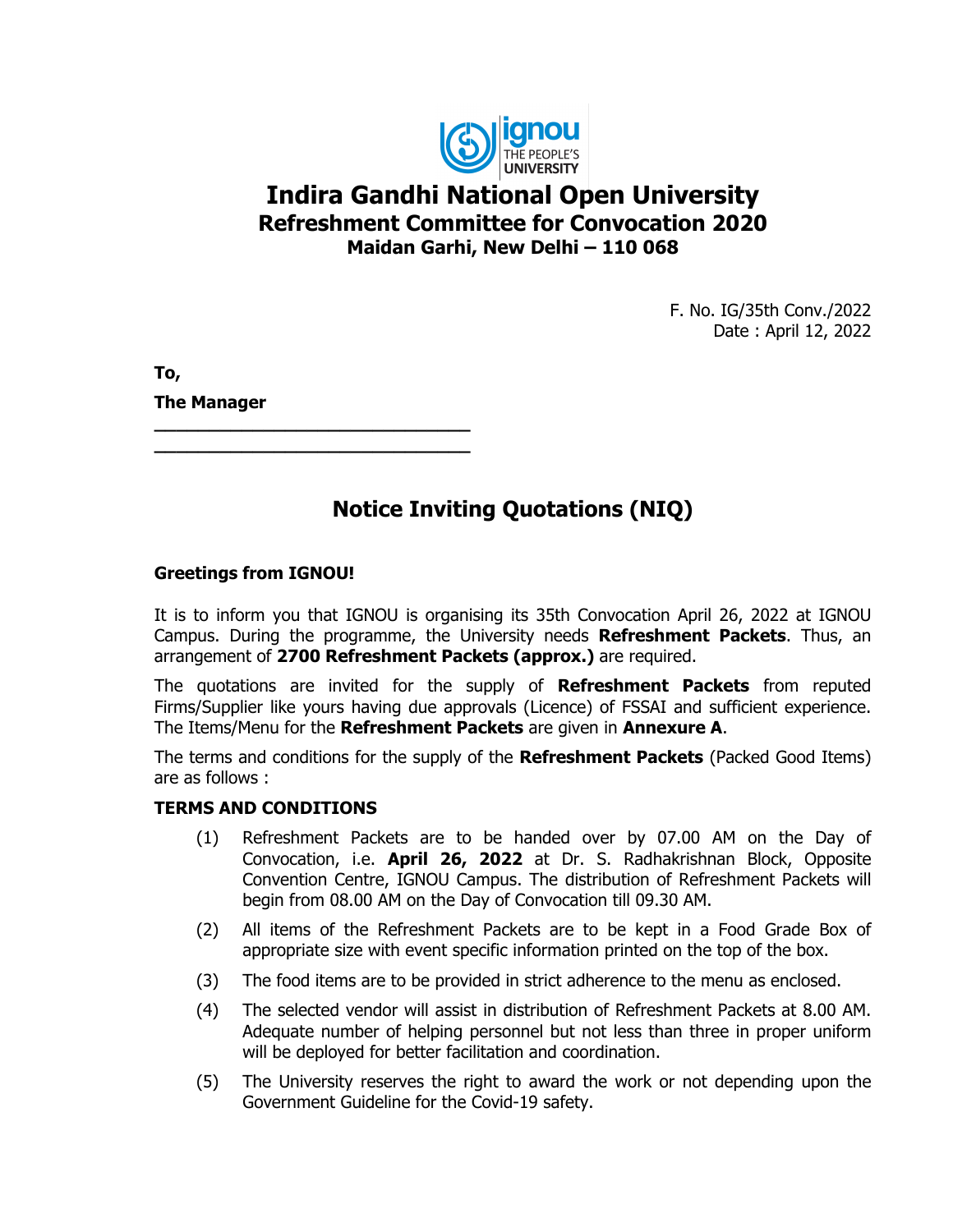# Indira Gandhi National Open University

## Refreshment Committee for Convocation 2020

### Maidan Garhi, New Delhi – 110 068

F. No. IG/35th Conv./2022
Date : April 12, 2022

**To,**

**The Manager**

______________________________

______________________________

## Notice Inviting Quotations (NIQ)

**Greetings from IGNOU!**

It is to inform you that IGNOU is organising its 35th Convocation April 26, 2022 at IGNOU Campus. During the programme, the University needs **Refreshment Packets**. Thus, an arrangement of **2700 Refreshment Packets (approx.)** are required.

The quotations are invited for the supply of **Refreshment Packets** from reputed Firms/Supplier like yours having due approvals (Licence) of FSSAI and sufficient experience. The Items/Menu for the **Refreshment Packets** are given in **Annexure A**.

The terms and conditions for the supply of the **Refreshment Packets** (Packed Good Items) are as follows :

**TERMS AND CONDITIONS**

(1) Refreshment Packets are to be handed over by 07.00 AM on the Day of Convocation, i.e. **April 26, 2022** at Dr. S. Radhakrishnan Block, Opposite Convention Centre, IGNOU Campus. The distribution of Refreshment Packets will begin from 08.00 AM on the Day of Convocation till 09.30 AM.

(2) All items of the Refreshment Packets are to be kept in a Food Grade Box of appropriate size with event specific information printed on the top of the box.

(3) The food items are to be provided in strict adherence to the menu as enclosed.

(4) The selected vendor will assist in distribution of Refreshment Packets at 8.00 AM. Adequate number of helping personnel but not less than three in proper uniform will be deployed for better facilitation and coordination.

(5) The University reserves the right to award the work or not depending upon the Government Guideline for the Covid-19 safety.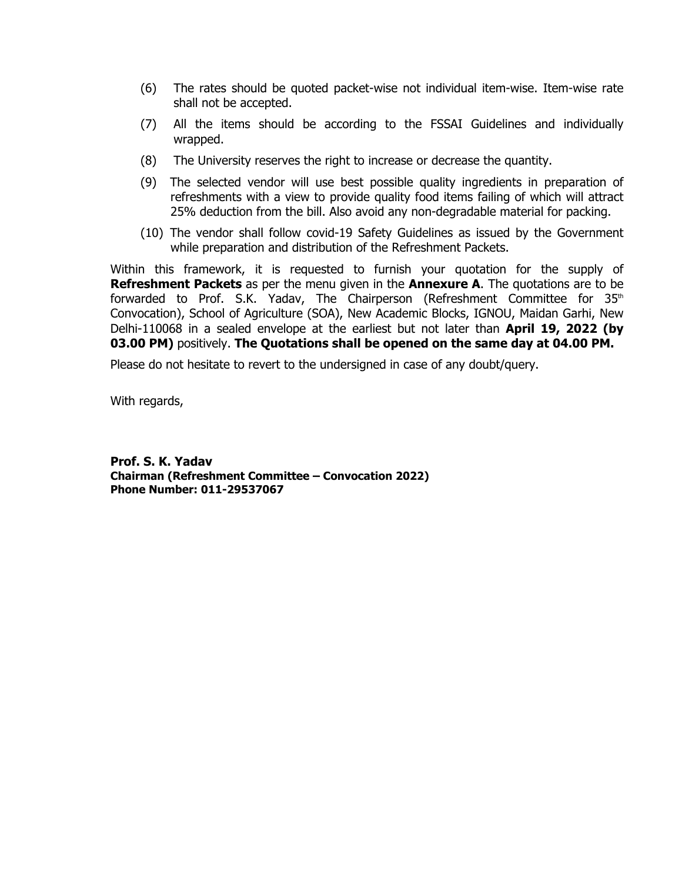(6) The rates should be quoted packet-wise not individual item-wise. Item-wise rate shall not be accepted.

(7) All the items should be according to the FSSAI Guidelines and individually wrapped.

(8) The University reserves the right to increase or decrease the quantity.

(9) The selected vendor will use best possible quality ingredients in preparation of refreshments with a view to provide quality food items failing of which will attract 25% deduction from the bill. Also avoid any non-degradable material for packing.

(10) The vendor shall follow covid-19 Safety Guidelines as issued by the Government while preparation and distribution of the Refreshment Packets.

Within this framework, it is requested to furnish your quotation for the supply of **Refreshment Packets** as per the menu given in the **Annexure A**. The quotations are to be forwarded to Prof. S.K. Yadav, The Chairperson (Refreshment Committee for 35th Convocation), School of Agriculture (SOA), New Academic Blocks, IGNOU, Maidan Garhi, New Delhi-110068 in a sealed envelope at the earliest but not later than **April 19, 2022 (by 03.00 PM)** positively. **The Quotations shall be opened on the same day at 04.00 PM.**

Please do not hesitate to revert to the undersigned in case of any doubt/query.

With regards,

**Prof. S. K. Yadav**
**Chairman (Refreshment Committee – Convocation 2022)**
**Phone Number: 011-29537067**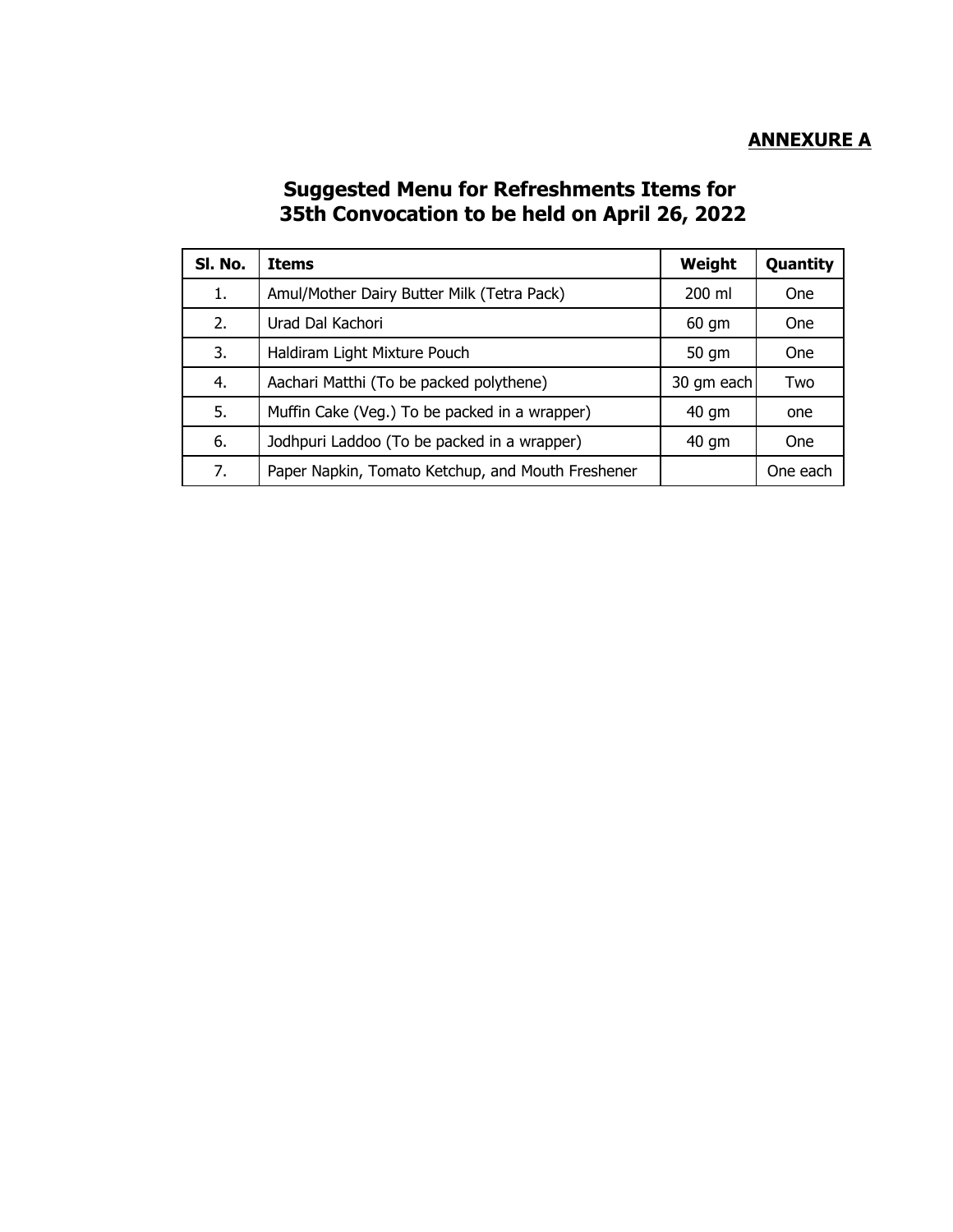**ANNEXURE A**

## Suggested Menu for Refreshments Items for 35th Convocation to be held on April 26, 2022

| Sl. No. | Items | Weight | Quantity |
|---|---|---|---|
| 1. | Amul/Mother Dairy Butter Milk (Tetra Pack) | 200 ml | One |
| 2. | Urad Dal Kachori | 60 gm | One |
| 3. | Haldiram Light Mixture Pouch | 50 gm | One |
| 4. | Aachari Matthi (To be packed polythene) | 30 gm each | Two |
| 5. | Muffin Cake (Veg.) To be packed in a wrapper) | 40 gm | one |
| 6. | Jodhpuri Laddoo (To be packed in a wrapper) | 40 gm | One |
| 7. | Paper Napkin, Tomato Ketchup, and Mouth Freshener | | One each |